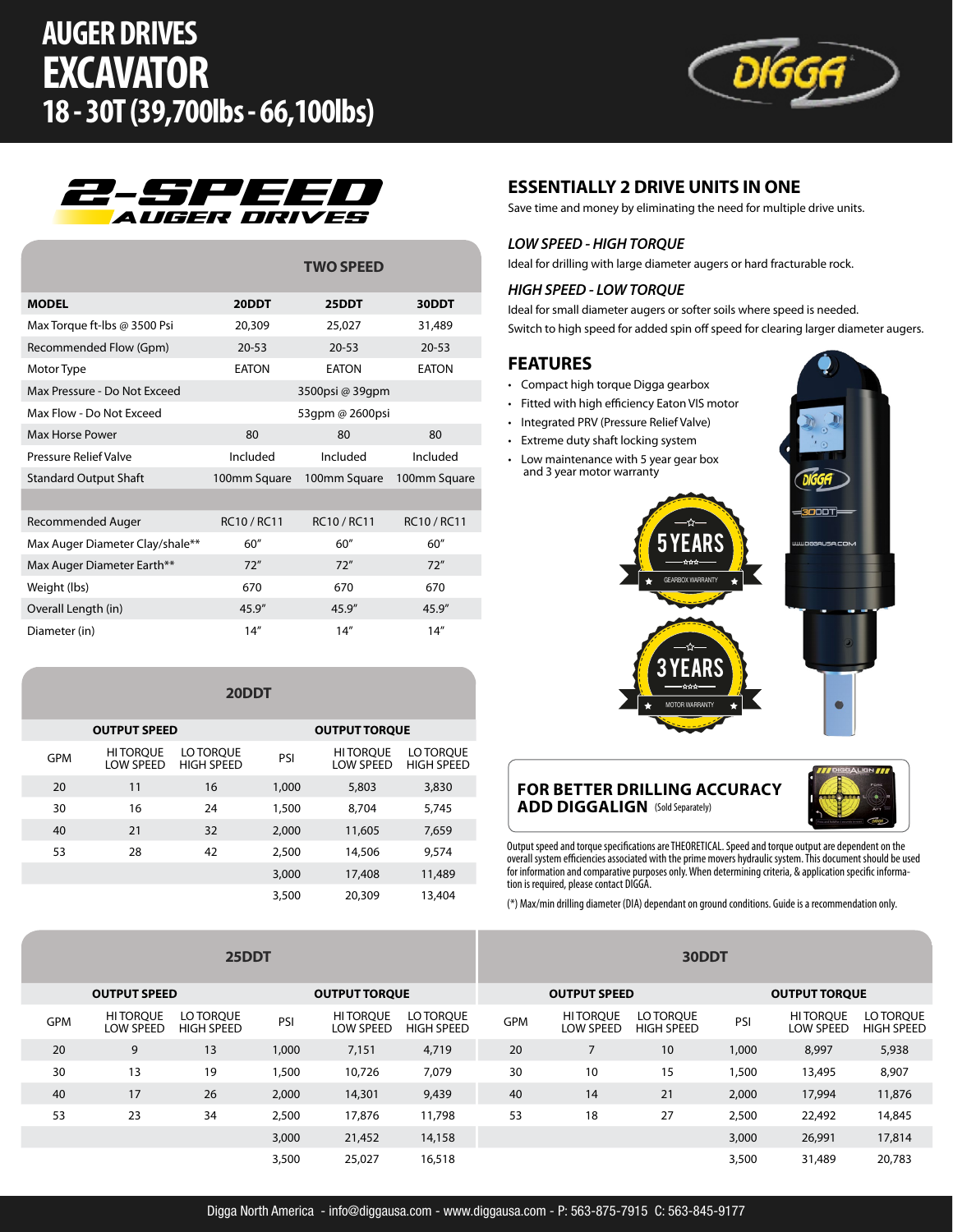# AUGER DRIVES
# EXCAVATOR
## 18 - 30T (39,700lbs - 66,100lbs)

## 2-SPEED AUGER DRIVES

| MODEL | TWO SPEED 20DDT | 25DDT | 30DDT |
|---|---|---|---|
| Max Torque ft-lbs @ 3500 Psi | 20,309 | 25,027 | 31,489 |
| Recommended Flow (Gpm) | 20-53 | 20-53 | 20-53 |
| Motor Type | EATON | EATON | EATON |
| Max Pressure - Do Not Exceed | 3500psi @ 39gpm | | |
| Max Flow - Do Not Exceed | 53gpm @ 2600psi | | |
| Max Horse Power | 80 | 80 | 80 |
| Pressure Relief Valve | Included | Included | Included |
| Standard Output Shaft | 100mm Square | 100mm Square | 100mm Square |
| | | | |
| Recommended Auger | RC10 / RC11 | RC10 / RC11 | RC10 / RC11 |
| Max Auger Diameter Clay/shale** | 60″ | 60″ | 60″ |
| Max Auger Diameter Earth** | 72″ | 72″ | 72″ |
| Weight (lbs) | 670 | 670 | 670 |
| Overall Length (in) | 45.9″ | 45.9″ | 45.9″ |
| Diameter (in) | 14″ | 14″ | 14″ |

## ESSENTIALLY 2 DRIVE UNITS IN ONE

Save time and money by eliminating the need for multiple drive units.

### *LOW SPEED - HIGH TORQUE*

Ideal for drilling with large diameter augers or hard fracturable rock.

### *HIGH SPEED - LOW TORQUE*

Ideal for small diameter augers or softer soils where speed is needed.
Switch to high speed for added spin off speed for clearing larger diameter augers.

## FEATURES

- Compact high torque Digga gearbox
- Fitted with high efficiency Eaton VIS motor
- Integrated PRV (Pressure Relief Valve)
- Extreme duty shaft locking system
- Low maintenance with 5 year gear box and 3 year motor warranty

5 YEARS GEARBOX WARRANTY

3 YEARS MOTOR WARRANTY

### 20DDT

| OUTPUT SPEED | | | OUTPUT TORQUE | | |
|---|---|---|---|---|---|
| GPM | HI TORQUE LOW SPEED | LO TORQUE HIGH SPEED | PSI | HI TORQUE LOW SPEED | LO TORQUE HIGH SPEED |
| 20 | 11 | 16 | 1,000 | 5,803 | 3,830 |
| 30 | 16 | 24 | 1,500 | 8,704 | 5,745 |
| 40 | 21 | 32 | 2,000 | 11,605 | 7,659 |
| 53 | 28 | 42 | 2,500 | 14,506 | 9,574 |
| | | | 3,000 | 17,408 | 11,489 |
| | | | 3,500 | 20,309 | 13,404 |

**FOR BETTER DRILLING ACCURACY ADD DIGGALIGN** (Sold Separately)

Output speed and torque specifications are THEORETICAL. Speed and torque output are dependent on the overall system efficiencies associated with the prime movers hydraulic system. This document should be used for information and comparative purposes only. When determining criteria, & application specific information is required, please contact DIGGA.

(*) Max/min drilling diameter (DIA) dependant on ground conditions. Guide is a recommendation only.

### 25DDT

| OUTPUT SPEED | | | OUTPUT TORQUE | | |
|---|---|---|---|---|---|
| GPM | HI TORQUE LOW SPEED | LO TORQUE HIGH SPEED | PSI | HI TORQUE LOW SPEED | LO TORQUE HIGH SPEED |
| 20 | 9 | 13 | 1,000 | 7,151 | 4,719 |
| 30 | 13 | 19 | 1,500 | 10,726 | 7,079 |
| 40 | 17 | 26 | 2,000 | 14,301 | 9,439 |
| 53 | 23 | 34 | 2,500 | 17,876 | 11,798 |
| | | | 3,000 | 21,452 | 14,158 |
| | | | 3,500 | 25,027 | 16,518 |

### 30DDT

| OUTPUT SPEED | | | OUTPUT TORQUE | | |
|---|---|---|---|---|---|
| GPM | HI TORQUE LOW SPEED | LO TORQUE HIGH SPEED | PSI | HI TORQUE LOW SPEED | LO TORQUE HIGH SPEED |
| 20 | 7 | 10 | 1,000 | 8,997 | 5,938 |
| 30 | 10 | 15 | 1,500 | 13,495 | 8,907 |
| 40 | 14 | 21 | 2,000 | 17,994 | 11,876 |
| 53 | 18 | 27 | 2,500 | 22,492 | 14,845 |
| | | | 3,000 | 26,991 | 17,814 |
| | | | 3,500 | 31,489 | 20,783 |

Digga North America - info@diggausa.com - www.diggausa.com - P: 563-875-7915 C: 563-845-9177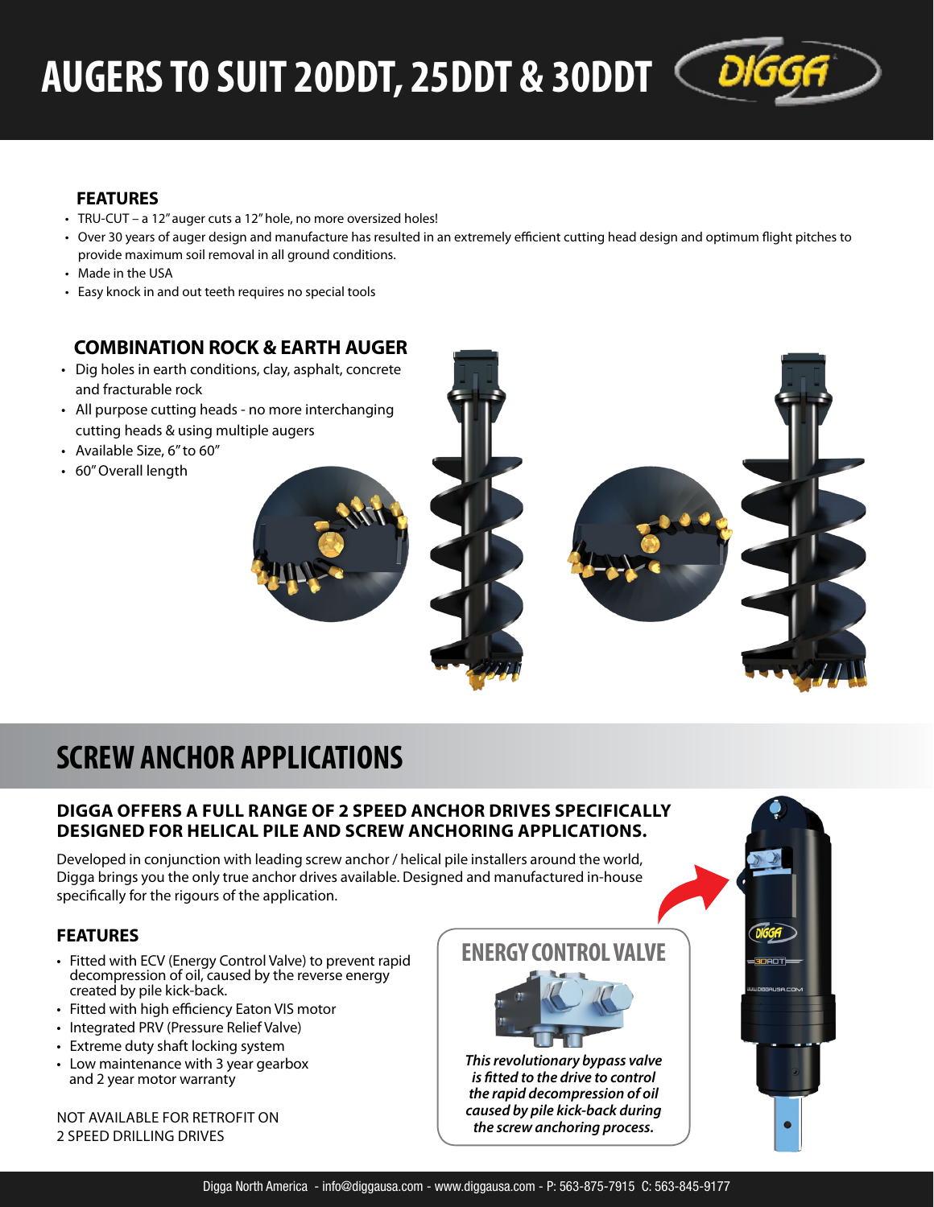# AUGERS TO SUIT 20DDT, 25DDT & 30DDT

### FEATURES

- TRU-CUT – a 12" auger cuts a 12" hole, no more oversized holes!
- Over 30 years of auger design and manufacture has resulted in an extremely efficient cutting head design and optimum flight pitches to provide maximum soil removal in all ground conditions.
- Made in the USA
- Easy knock in and out teeth requires no special tools

### COMBINATION ROCK & EARTH AUGER

- Dig holes in earth conditions, clay, asphalt, concrete and fracturable rock
- All purpose cutting heads - no more interchanging cutting heads & using multiple augers
- Available Size, 6" to 60"
- 60" Overall length

# SCREW ANCHOR APPLICATIONS

### DIGGA OFFERS A FULL RANGE OF 2 SPEED ANCHOR DRIVES SPECIFICALLY DESIGNED FOR HELICAL PILE AND SCREW ANCHORING APPLICATIONS.

Developed in conjunction with leading screw anchor / helical pile installers around the world, Digga brings you the only true anchor drives available. Designed and manufactured in-house specifically for the rigours of the application.

### FEATURES

- Fitted with ECV (Energy Control Valve) to prevent rapid decompression of oil, caused by the reverse energy created by pile kick-back.
- Fitted with high efficiency Eaton VIS motor
- Integrated PRV (Pressure Relief Valve)
- Extreme duty shaft locking system
- Low maintenance with 3 year gearbox and 2 year motor warranty

NOT AVAILABLE FOR RETROFIT ON 2 SPEED DRILLING DRIVES

### ENERGY CONTROL VALVE

*This revolutionary bypass valve is fitted to the drive to control the rapid decompression of oil caused by pile kick-back during the screw anchoring process.*

Digga North America - info@diggausa.com - www.diggausa.com - P: 563-875-7915 C: 563-845-9177